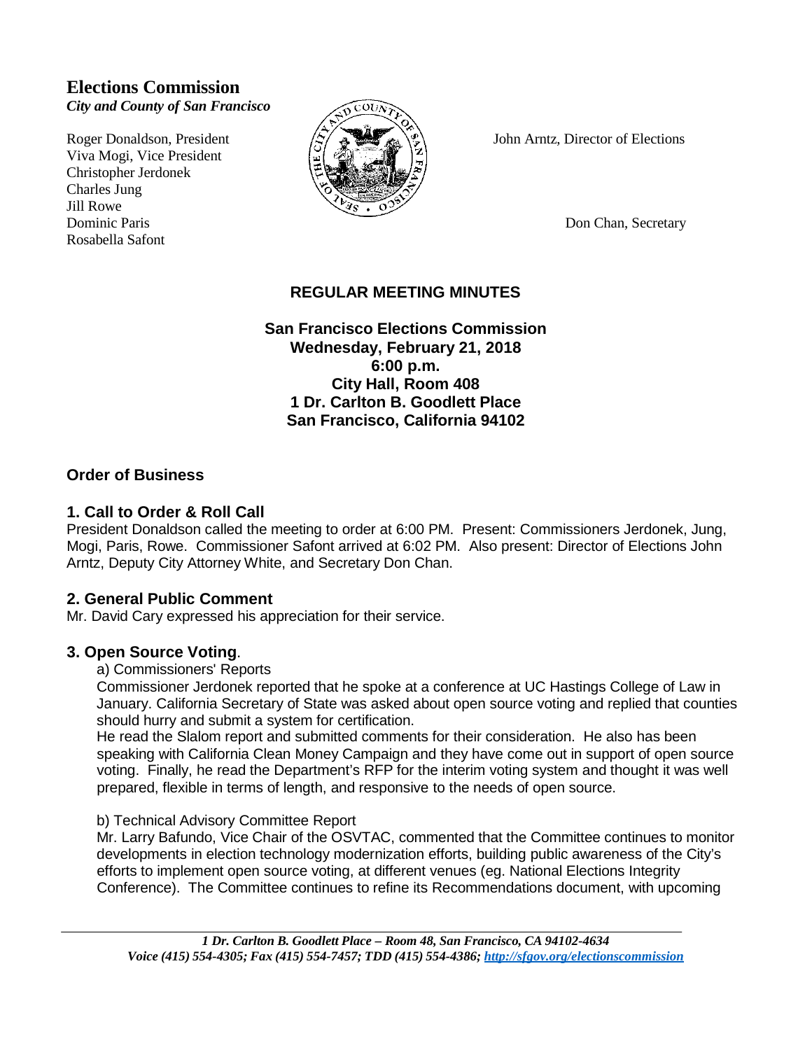# Elections Commission

*City and County of San Francisco*

Roger Donaldson, President
Viva Mogi, Vice President
Christopher Jerdonek
Charles Jung
Jill Rowe
Dominic Paris
Rosabella Safont

John Arntz, Director of Elections

Don Chan, Secretary

## REGULAR MEETING MINUTES

**San Francisco Elections Commission**
**Wednesday, February 21, 2018**
**6:00 p.m.**
**City Hall, Room 408**
**1 Dr. Carlton B. Goodlett Place**
**San Francisco, California 94102**

## Order of Business

### 1. Call to Order & Roll Call

President Donaldson called the meeting to order at 6:00 PM. Present: Commissioners Jerdonek, Jung, Mogi, Paris, Rowe. Commissioner Safont arrived at 6:02 PM. Also present: Director of Elections John Arntz, Deputy City Attorney White, and Secretary Don Chan.

### 2. General Public Comment

Mr. David Cary expressed his appreciation for their service.

### 3. Open Source Voting.

a) Commissioners' Reports

Commissioner Jerdonek reported that he spoke at a conference at UC Hastings College of Law in January. California Secretary of State was asked about open source voting and replied that counties should hurry and submit a system for certification.

He read the Slalom report and submitted comments for their consideration. He also has been speaking with California Clean Money Campaign and they have come out in support of open source voting. Finally, he read the Department's RFP for the interim voting system and thought it was well prepared, flexible in terms of length, and responsive to the needs of open source.

b) Technical Advisory Committee Report

Mr. Larry Bafundo, Vice Chair of the OSVTAC, commented that the Committee continues to monitor developments in election technology modernization efforts, building public awareness of the City's efforts to implement open source voting, at different venues (eg. National Elections Integrity Conference). The Committee continues to refine its Recommendations document, with upcoming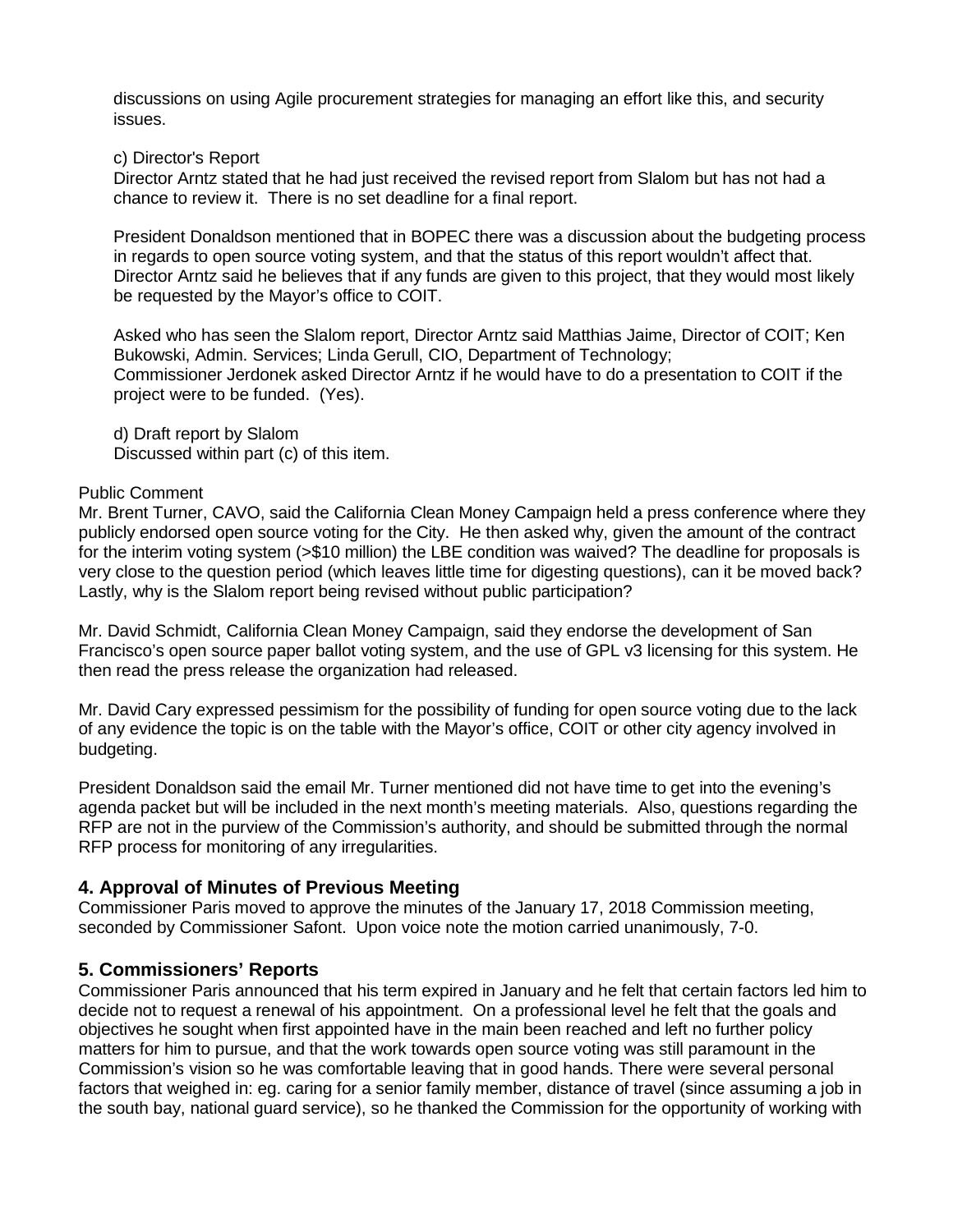discussions on using Agile procurement strategies for managing an effort like this, and security issues.

c) Director's Report
Director Arntz stated that he had just received the revised report from Slalom but has not had a chance to review it. There is no set deadline for a final report.

President Donaldson mentioned that in BOPEC there was a discussion about the budgeting process in regards to open source voting system, and that the status of this report wouldn't affect that. Director Arntz said he believes that if any funds are given to this project, that they would most likely be requested by the Mayor's office to COIT.

Asked who has seen the Slalom report, Director Arntz said Matthias Jaime, Director of COIT; Ken Bukowski, Admin. Services; Linda Gerull, CIO, Department of Technology;
Commissioner Jerdonek asked Director Arntz if he would have to do a presentation to COIT if the project were to be funded. (Yes).

d) Draft report by Slalom
Discussed within part (c) of this item.

Public Comment
Mr. Brent Turner, CAVO, said the California Clean Money Campaign held a press conference where they publicly endorsed open source voting for the City. He then asked why, given the amount of the contract for the interim voting system (>$10 million) the LBE condition was waived? The deadline for proposals is very close to the question period (which leaves little time for digesting questions), can it be moved back? Lastly, why is the Slalom report being revised without public participation?

Mr. David Schmidt, California Clean Money Campaign, said they endorse the development of San Francisco's open source paper ballot voting system, and the use of GPL v3 licensing for this system. He then read the press release the organization had released.

Mr. David Cary expressed pessimism for the possibility of funding for open source voting due to the lack of any evidence the topic is on the table with the Mayor's office, COIT or other city agency involved in budgeting.

President Donaldson said the email Mr. Turner mentioned did not have time to get into the evening's agenda packet but will be included in the next month's meeting materials. Also, questions regarding the RFP are not in the purview of the Commission's authority, and should be submitted through the normal RFP process for monitoring of any irregularities.

## 4. Approval of Minutes of Previous Meeting

Commissioner Paris moved to approve the minutes of the January 17, 2018 Commission meeting, seconded by Commissioner Safont. Upon voice note the motion carried unanimously, 7-0.

## 5. Commissioners' Reports

Commissioner Paris announced that his term expired in January and he felt that certain factors led him to decide not to request a renewal of his appointment. On a professional level he felt that the goals and objectives he sought when first appointed have in the main been reached and left no further policy matters for him to pursue, and that the work towards open source voting was still paramount in the Commission's vision so he was comfortable leaving that in good hands. There were several personal factors that weighed in: eg. caring for a senior family member, distance of travel (since assuming a job in the south bay, national guard service), so he thanked the Commission for the opportunity of working with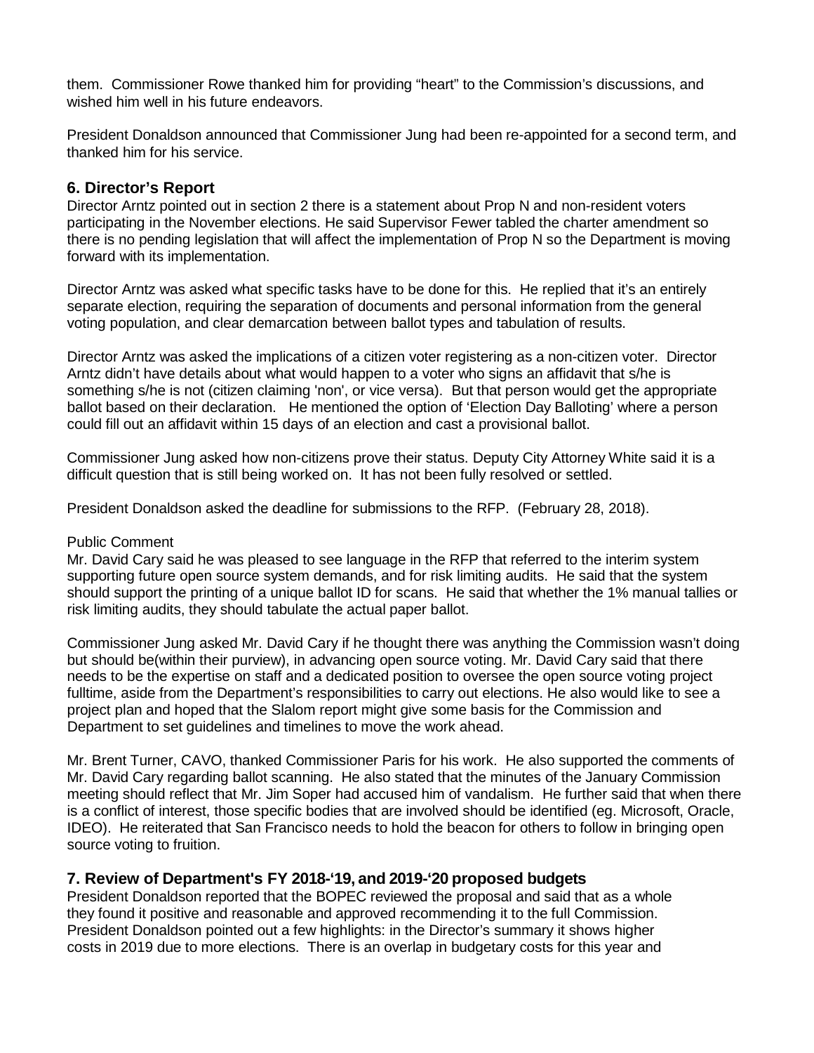them. Commissioner Rowe thanked him for providing "heart" to the Commission's discussions, and wished him well in his future endeavors.

President Donaldson announced that Commissioner Jung had been re-appointed for a second term, and thanked him for his service.

## 6. Director's Report

Director Arntz pointed out in section 2 there is a statement about Prop N and non-resident voters participating in the November elections. He said Supervisor Fewer tabled the charter amendment so there is no pending legislation that will affect the implementation of Prop N so the Department is moving forward with its implementation.

Director Arntz was asked what specific tasks have to be done for this. He replied that it's an entirely separate election, requiring the separation of documents and personal information from the general voting population, and clear demarcation between ballot types and tabulation of results.

Director Arntz was asked the implications of a citizen voter registering as a non-citizen voter. Director Arntz didn't have details about what would happen to a voter who signs an affidavit that s/he is something s/he is not (citizen claiming 'non', or vice versa). But that person would get the appropriate ballot based on their declaration. He mentioned the option of 'Election Day Balloting' where a person could fill out an affidavit within 15 days of an election and cast a provisional ballot.

Commissioner Jung asked how non-citizens prove their status. Deputy City Attorney White said it is a difficult question that is still being worked on. It has not been fully resolved or settled.

President Donaldson asked the deadline for submissions to the RFP. (February 28, 2018).

Public Comment

Mr. David Cary said he was pleased to see language in the RFP that referred to the interim system supporting future open source system demands, and for risk limiting audits. He said that the system should support the printing of a unique ballot ID for scans. He said that whether the 1% manual tallies or risk limiting audits, they should tabulate the actual paper ballot.

Commissioner Jung asked Mr. David Cary if he thought there was anything the Commission wasn't doing but should be(within their purview), in advancing open source voting. Mr. David Cary said that there needs to be the expertise on staff and a dedicated position to oversee the open source voting project fulltime, aside from the Department's responsibilities to carry out elections. He also would like to see a project plan and hoped that the Slalom report might give some basis for the Commission and Department to set guidelines and timelines to move the work ahead.

Mr. Brent Turner, CAVO, thanked Commissioner Paris for his work. He also supported the comments of Mr. David Cary regarding ballot scanning. He also stated that the minutes of the January Commission meeting should reflect that Mr. Jim Soper had accused him of vandalism. He further said that when there is a conflict of interest, those specific bodies that are involved should be identified (eg. Microsoft, Oracle, IDEO). He reiterated that San Francisco needs to hold the beacon for others to follow in bringing open source voting to fruition.

## 7. Review of Department's FY 2018-'19, and 2019-'20 proposed budgets

President Donaldson reported that the BOPEC reviewed the proposal and said that as a whole they found it positive and reasonable and approved recommending it to the full Commission. President Donaldson pointed out a few highlights: in the Director's summary it shows higher costs in 2019 due to more elections. There is an overlap in budgetary costs for this year and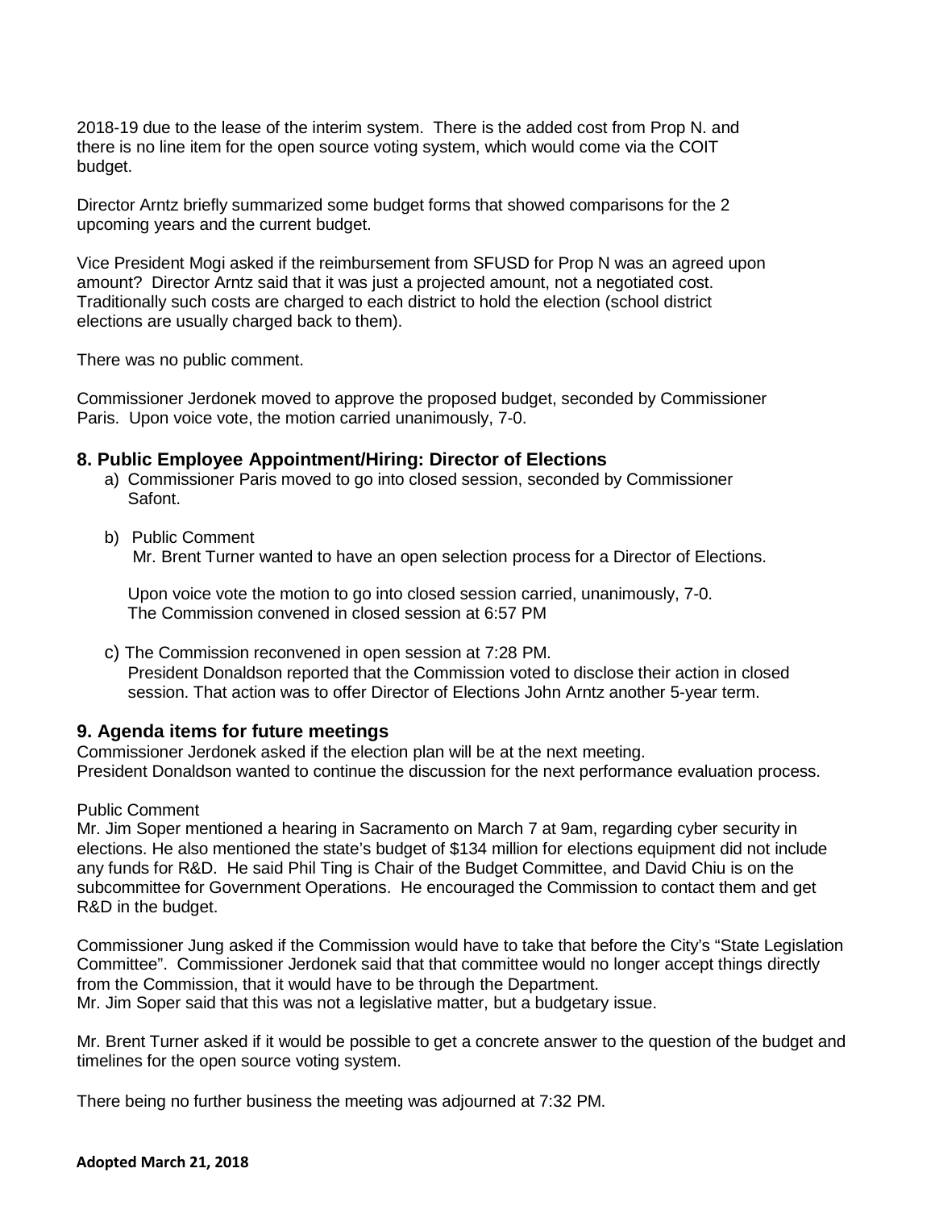2018-19 due to the lease of the interim system. There is the added cost from Prop N. and there is no line item for the open source voting system, which would come via the COIT budget.

Director Arntz briefly summarized some budget forms that showed comparisons for the 2 upcoming years and the current budget.

Vice President Mogi asked if the reimbursement from SFUSD for Prop N was an agreed upon amount? Director Arntz said that it was just a projected amount, not a negotiated cost. Traditionally such costs are charged to each district to hold the election (school district elections are usually charged back to them).

There was no public comment.

Commissioner Jerdonek moved to approve the proposed budget, seconded by Commissioner Paris. Upon voice vote, the motion carried unanimously, 7-0.

## 8. Public Employee Appointment/Hiring: Director of Elections

a) Commissioner Paris moved to go into closed session, seconded by Commissioner Safont.

b) Public Comment
   Mr. Brent Turner wanted to have an open selection process for a Director of Elections.

   Upon voice vote the motion to go into closed session carried, unanimously, 7-0.
   The Commission convened in closed session at 6:57 PM

c) The Commission reconvened in open session at 7:28 PM.
   President Donaldson reported that the Commission voted to disclose their action in closed session. That action was to offer Director of Elections John Arntz another 5-year term.

## 9. Agenda items for future meetings

Commissioner Jerdonek asked if the election plan will be at the next meeting.
President Donaldson wanted to continue the discussion for the next performance evaluation process.

Public Comment
Mr. Jim Soper mentioned a hearing in Sacramento on March 7 at 9am, regarding cyber security in elections. He also mentioned the state's budget of $134 million for elections equipment did not include any funds for R&D. He said Phil Ting is Chair of the Budget Committee, and David Chiu is on the subcommittee for Government Operations. He encouraged the Commission to contact them and get R&D in the budget.

Commissioner Jung asked if the Commission would have to take that before the City's "State Legislation Committee". Commissioner Jerdonek said that that committee would no longer accept things directly from the Commission, that it would have to be through the Department.
Mr. Jim Soper said that this was not a legislative matter, but a budgetary issue.

Mr. Brent Turner asked if it would be possible to get a concrete answer to the question of the budget and timelines for the open source voting system.

There being no further business the meeting was adjourned at 7:32 PM.

**Adopted March 21, 2018**